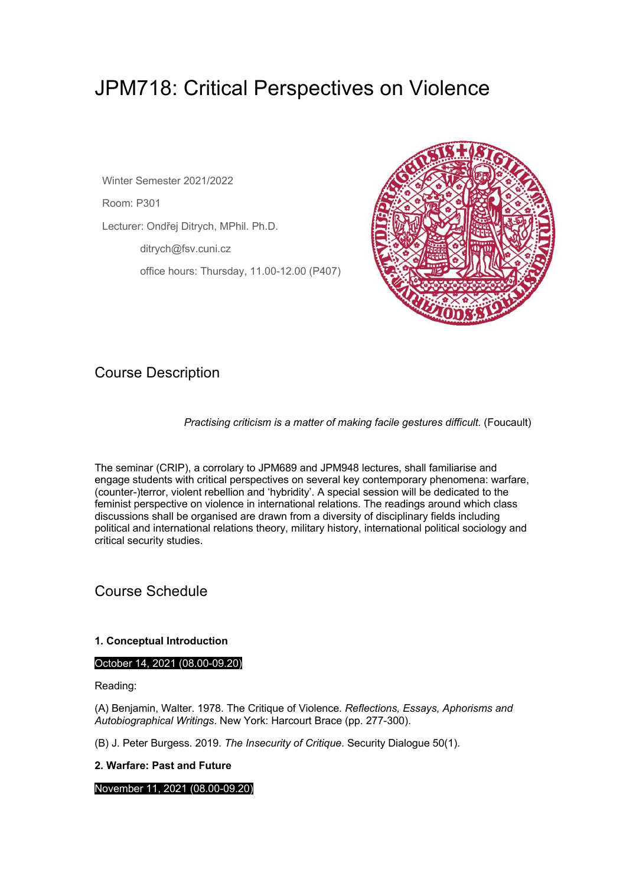# JPM718: Critical Perspectives on Violence

Winter Semester 2021/2022

Room: P301

Lecturer: Ondřej Ditrych, MPhil. Ph.D.

ditrych@fsv.cuni.cz

office hours: Thursday, 11.00-12.00 (P407)

## Course Description

*Practising criticism is a matter of making facile gestures difficult.* (Foucault)

The seminar (CRIP), a corrolary to JPM689 and JPM948 lectures, shall familiarise and engage students with critical perspectives on several key contemporary phenomena: warfare, (counter-)terror, violent rebellion and 'hybridity'. A special session will be dedicated to the feminist perspective on violence in international relations. The readings around which class discussions shall be organised are drawn from a diversity of disciplinary fields including political and international relations theory, military history, international political sociology and critical security studies.

## Course Schedule

**1. Conceptual Introduction**

October 14, 2021 (08.00-09.20)

Reading:

(A) Benjamin, Walter. 1978. The Critique of Violence. *Reflections, Essays, Aphorisms and Autobiographical Writings*. New York: Harcourt Brace (pp. 277-300).

(B) J. Peter Burgess. 2019. *The Insecurity of Critique*. Security Dialogue 50(1).

**2. Warfare: Past and Future**

November 11, 2021 (08.00-09.20)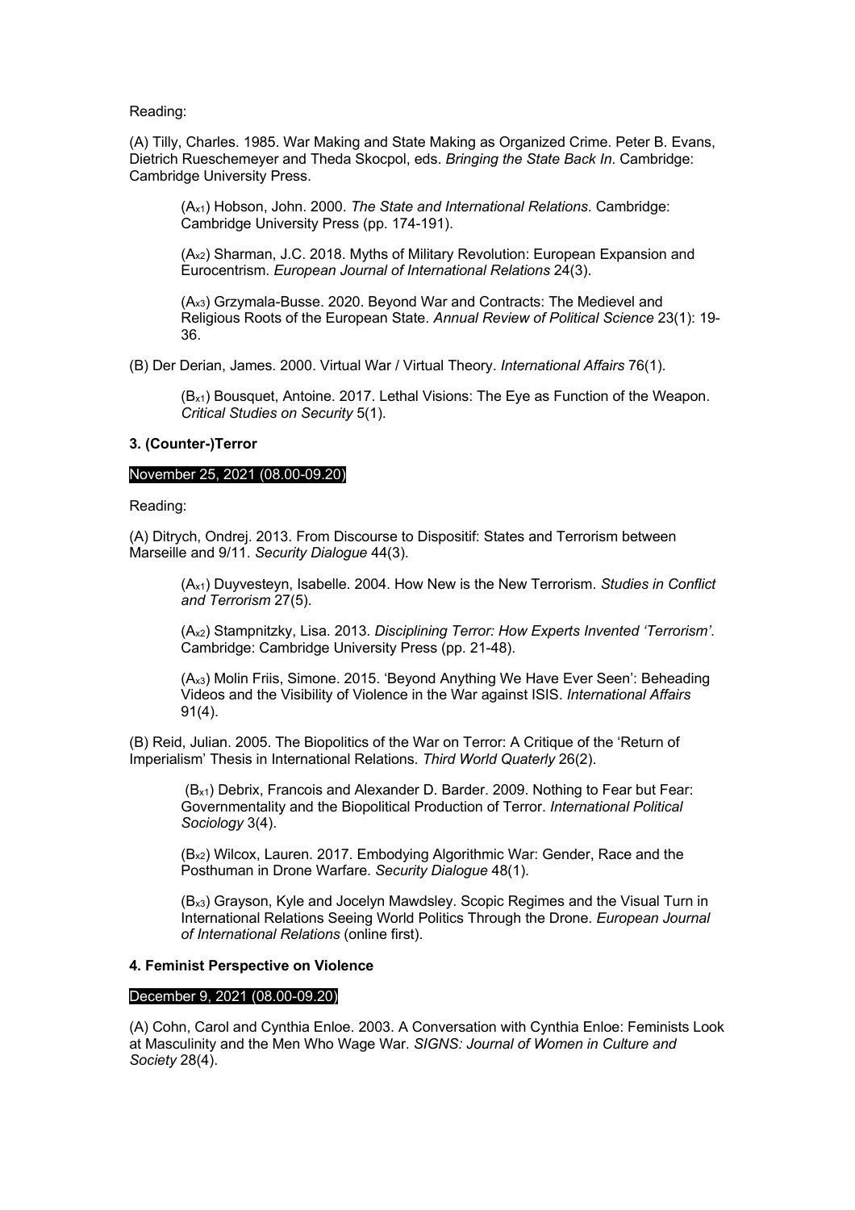Reading:

(A) Tilly, Charles. 1985. War Making and State Making as Organized Crime. Peter B. Evans, Dietrich Rueschemeyer and Theda Skocpol, eds. *Bringing the State Back In*. Cambridge: Cambridge University Press.

> ($A_{x1}$) Hobson, John. 2000. *The State and International Relations*. Cambridge: Cambridge University Press (pp. 174-191).
>
> ($A_{x2}$) Sharman, J.C. 2018. Myths of Military Revolution: European Expansion and Eurocentrism. *European Journal of International Relations* 24(3).
>
> ($A_{x3}$) Grzymala-Busse. 2020. Beyond War and Contracts: The Medievel and Religious Roots of the European State. *Annual Review of Political Science* 23(1): 19-36.

(B) Der Derian, James. 2000. Virtual War / Virtual Theory. *International Affairs* 76(1).

> ($B_{x1}$) Bousquet, Antoine. 2017. Lethal Visions: The Eye as Function of the Weapon. *Critical Studies on Security* 5(1).

### 3. (Counter-)Terror

November 25, 2021 (08.00-09.20)

Reading:

(A) Ditrych, Ondrej. 2013. From Discourse to Dispositif: States and Terrorism between Marseille and 9/11. *Security Dialogue* 44(3).

> ($A_{x1}$) Duyvesteyn, Isabelle. 2004. How New is the New Terrorism. *Studies in Conflict and Terrorism* 27(5).
>
> ($A_{x2}$) Stampnitzky, Lisa. 2013. *Disciplining Terror: How Experts Invented 'Terrorism'*. Cambridge: Cambridge University Press (pp. 21-48).
>
> ($A_{x3}$) Molin Friis, Simone. 2015. 'Beyond Anything We Have Ever Seen': Beheading Videos and the Visibility of Violence in the War against ISIS. *International Affairs* 91(4).

(B) Reid, Julian. 2005. The Biopolitics of the War on Terror: A Critique of the 'Return of Imperialism' Thesis in International Relations. *Third World Quaterly* 26(2).

> ($B_{x1}$) Debrix, Francois and Alexander D. Barder. 2009. Nothing to Fear but Fear: Governmentality and the Biopolitical Production of Terror. *International Political Sociology* 3(4).
>
> ($B_{x2}$) Wilcox, Lauren. 2017. Embodying Algorithmic War: Gender, Race and the Posthuman in Drone Warfare. *Security Dialogue* 48(1).
>
> ($B_{x3}$) Grayson, Kyle and Jocelyn Mawdsley. Scopic Regimes and the Visual Turn in International Relations Seeing World Politics Through the Drone. *European Journal of International Relations* (online first).

### 4. Feminist Perspective on Violence

December 9, 2021 (08.00-09.20)

(A) Cohn, Carol and Cynthia Enloe. 2003. A Conversation with Cynthia Enloe: Feminists Look at Masculinity and the Men Who Wage War. *SIGNS: Journal of Women in Culture and Society* 28(4).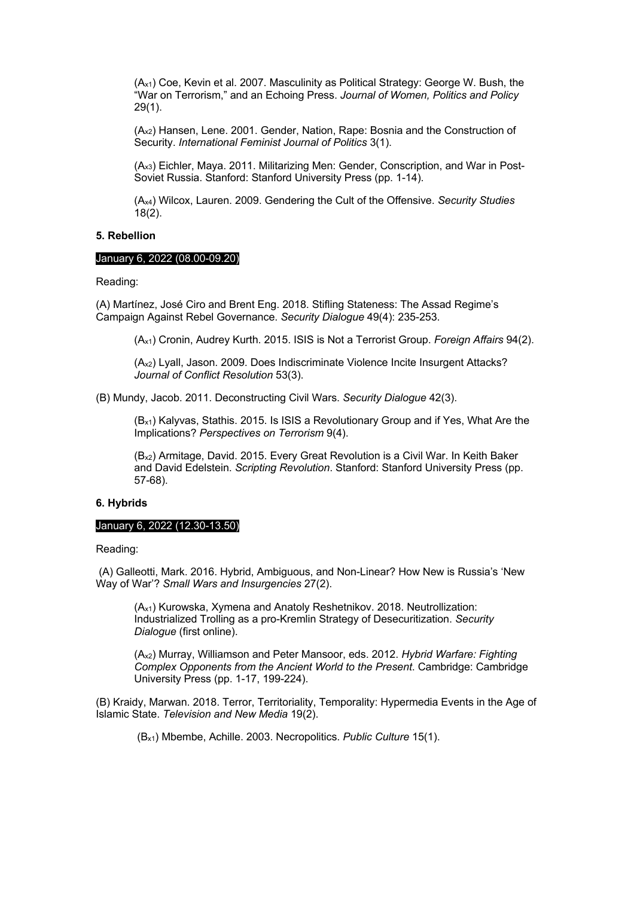($A_{x1}$) Coe, Kevin et al. 2007. Masculinity as Political Strategy: George W. Bush, the "War on Terrorism," and an Echoing Press. *Journal of Women, Politics and Policy* 29(1).

($A_{x2}$) Hansen, Lene. 2001. Gender, Nation, Rape: Bosnia and the Construction of Security. *International Feminist Journal of Politics* 3(1).

($A_{x3}$) Eichler, Maya. 2011. Militarizing Men: Gender, Conscription, and War in Post-Soviet Russia. Stanford: Stanford University Press (pp. 1-14).

($A_{x4}$) Wilcox, Lauren. 2009. Gendering the Cult of the Offensive. *Security Studies* 18(2).

**5. Rebellion**

January 6, 2022 (08.00-09.20)

Reading:

(A) Martínez, José Ciro and Brent Eng. 2018. Stifling Stateness: The Assad Regime's Campaign Against Rebel Governance. *Security Dialogue* 49(4): 235-253.

($A_{x1}$) Cronin, Audrey Kurth. 2015. ISIS is Not a Terrorist Group. *Foreign Affairs* 94(2).

($A_{x2}$) Lyall, Jason. 2009. Does Indiscriminate Violence Incite Insurgent Attacks? *Journal of Conflict Resolution* 53(3).

(B) Mundy, Jacob. 2011. Deconstructing Civil Wars. *Security Dialogue* 42(3).

($B_{x1}$) Kalyvas, Stathis. 2015. Is ISIS a Revolutionary Group and if Yes, What Are the Implications? *Perspectives on Terrorism* 9(4).

($B_{x2}$) Armitage, David. 2015. Every Great Revolution is a Civil War. In Keith Baker and David Edelstein. *Scripting Revolution*. Stanford: Stanford University Press (pp. 57-68).

**6. Hybrids**

January 6, 2022 (12.30-13.50)

Reading:

(A) Galleotti, Mark. 2016. Hybrid, Ambiguous, and Non-Linear? How New is Russia's 'New Way of War'? *Small Wars and Insurgencies* 27(2).

($A_{x1}$) Kurowska, Xymena and Anatoly Reshetnikov. 2018. Neutrollization: Industrialized Trolling as a pro-Kremlin Strategy of Desecuritization. *Security Dialogue* (first online).

($A_{x2}$) Murray, Williamson and Peter Mansoor, eds. 2012. *Hybrid Warfare: Fighting Complex Opponents from the Ancient World to the Present*. Cambridge: Cambridge University Press (pp. 1-17, 199-224).

(B) Kraidy, Marwan. 2018. Terror, Territoriality, Temporality: Hypermedia Events in the Age of Islamic State. *Television and New Media* 19(2).

($B_{x1}$) Mbembe, Achille. 2003. Necropolitics. *Public Culture* 15(1).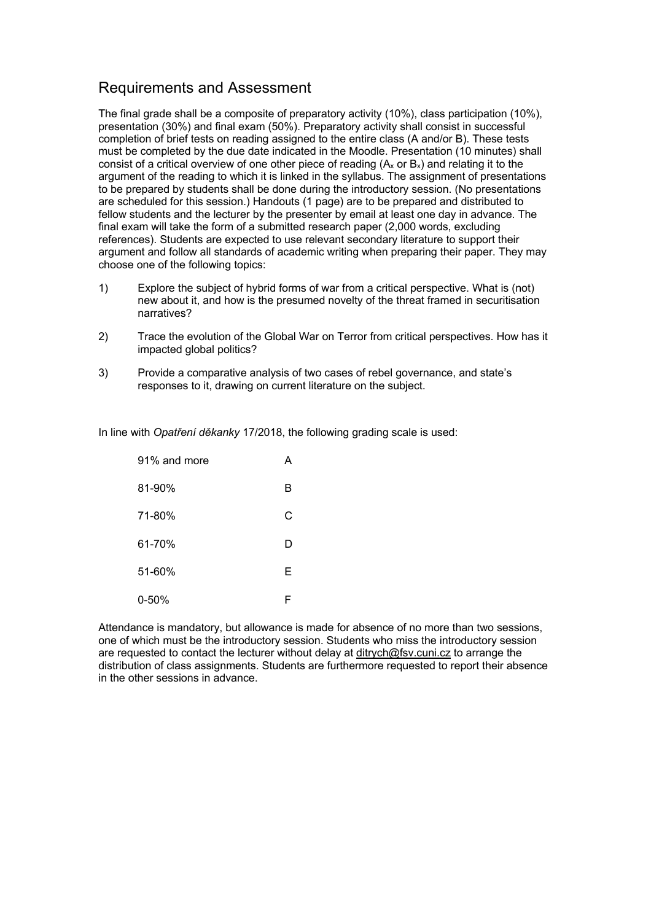## Requirements and Assessment

The final grade shall be a composite of preparatory activity (10%), class participation (10%), presentation (30%) and final exam (50%). Preparatory activity shall consist in successful completion of brief tests on reading assigned to the entire class (A and/or B). These tests must be completed by the due date indicated in the Moodle. Presentation (10 minutes) shall consist of a critical overview of one other piece of reading ($A_x$ or $B_x$) and relating it to the argument of the reading to which it is linked in the syllabus. The assignment of presentations to be prepared by students shall be done during the introductory session. (No presentations are scheduled for this session.) Handouts (1 page) are to be prepared and distributed to fellow students and the lecturer by the presenter by email at least one day in advance. The final exam will take the form of a submitted research paper (2,000 words, excluding references). Students are expected to use relevant secondary literature to support their argument and follow all standards of academic writing when preparing their paper. They may choose one of the following topics:

1) Explore the subject of hybrid forms of war from a critical perspective. What is (not) new about it, and how is the presumed novelty of the threat framed in securitisation narratives?

2) Trace the evolution of the Global War on Terror from critical perspectives. How has it impacted global politics?

3) Provide a comparative analysis of two cases of rebel governance, and state's responses to it, drawing on current literature on the subject.

In line with *Opatření děkanky* 17/2018, the following grading scale is used:

| | |
|---|---|
| 91% and more | A |
| 81-90% | B |
| 71-80% | C |
| 61-70% | D |
| 51-60% | E |
| 0-50% | F |

Attendance is mandatory, but allowance is made for absence of no more than two sessions, one of which must be the introductory session. Students who miss the introductory session are requested to contact the lecturer without delay at ditrych@fsv.cuni.cz to arrange the distribution of class assignments. Students are furthermore requested to report their absence in the other sessions in advance.